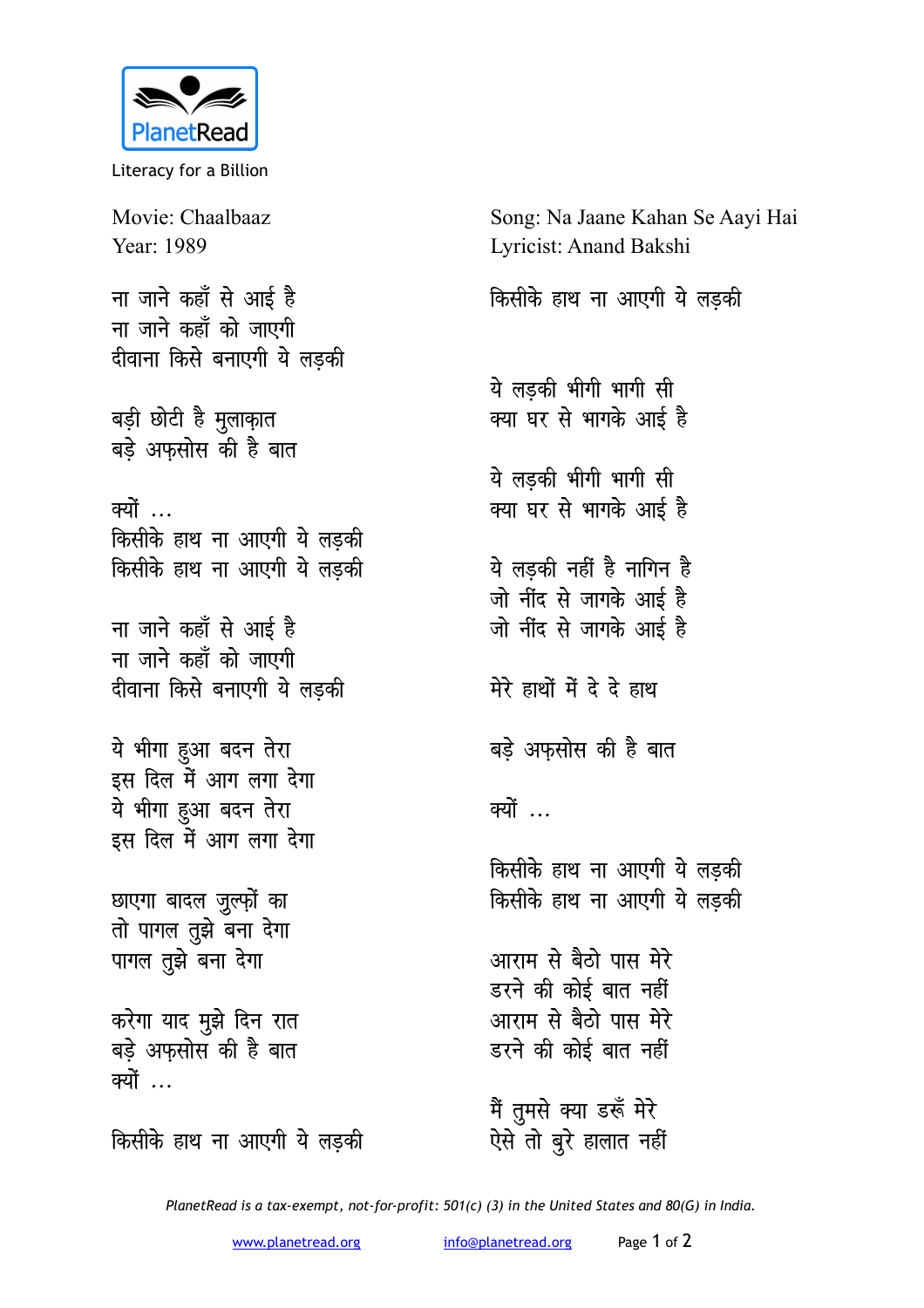PlanetRead

Literacy for a Billion

Movie: Chaalbaaz
Year: 1989

Song: Na Jaane Kahan Se Aayi Hai
Lyricist: Anand Bakshi

ना जाने कहाँ से आई है
ना जाने कहाँ को जाएगी
दीवाना किसे बनाएगी ये लड़की

बड़ी छोटी है मुलाक़ात
बड़े अफ़सोस की है बात

क्यों ...
किसीके हाथ ना आएगी ये लड़की
किसीके हाथ ना आएगी ये लड़की

ना जाने कहाँ से आई है
ना जाने कहाँ को जाएगी
दीवाना किसे बनाएगी ये लड़की

ये भीगा हुआ बदन तेरा
इस दिल में आग लगा देगा
ये भीगा हुआ बदन तेरा
इस दिल में आग लगा देगा

छाएगा बादल ज़ुल्फ़ों का
तो पागल तुझे बना देगा
पागल तुझे बना देगा

करेगा याद मुझे दिन रात
बड़े अफ़सोस की है बात
क्यों ...

किसीके हाथ ना आएगी ये लड़की
किसीके हाथ ना आएगी ये लड़की

ये लड़की भीगी भागी सी
क्या घर से भागके आई है

ये लड़की भीगी भागी सी
क्या घर से भागके आई है

ये लड़की नहीं है नागिन है
जो नींद से जागके आई है
जो नींद से जागके आई है

मेरे हाथों में दे दे हाथ

बड़े अफ़सोस की है बात

क्यों ...

किसीके हाथ ना आएगी ये लड़की
किसीके हाथ ना आएगी ये लड़की

आराम से बैठो पास मेरे
डरने की कोई बात नहीं
आराम से बैठो पास मेरे
डरने की कोई बात नहीं

मैं तुमसे क्या डरूँ मेरे
ऐसे तो बुरे हालात नहीं

*PlanetRead is a tax-exempt, not-for-profit: 501(c) (3) in the United States and 80(G) in India.*

www.planetread.org info@planetread.org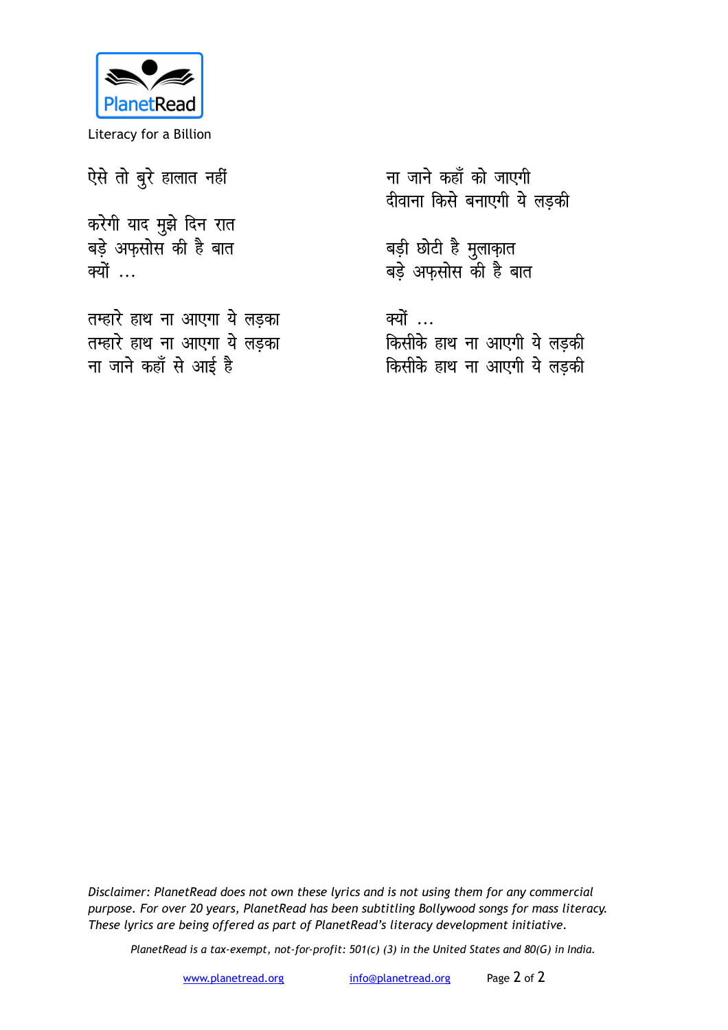PlanetRead

Literacy for a Billion

ऐसे तो बुरे हालात नहीं

करेगी याद मुझे दिन रात
बड़े अफ़सोस की है बात
क्यों ...

तम्हारे हाथ ना आएगा ये लड़का
तम्हारे हाथ ना आएगा ये लड़का
ना जाने कहाँ से आई है

ना जाने कहाँ को जाएगी
दीवाना किसे बनाएगी ये लड़की

बड़ी छोटी है मुलाक़ात
बड़े अफ़सोस की है बात

क्यों ...
किसीके हाथ ना आएगी ये लड़की
किसीके हाथ ना आएगी ये लड़की

*Disclaimer: PlanetRead does not own these lyrics and is not using them for any commercial purpose. For over 20 years, PlanetRead has been subtitling Bollywood songs for mass literacy. These lyrics are being offered as part of PlanetRead's literacy development initiative.*

*PlanetRead is a tax-exempt, not-for-profit: 501(c) (3) in the United States and 80(G) in India.*

www.planetread.org info@planetread.org